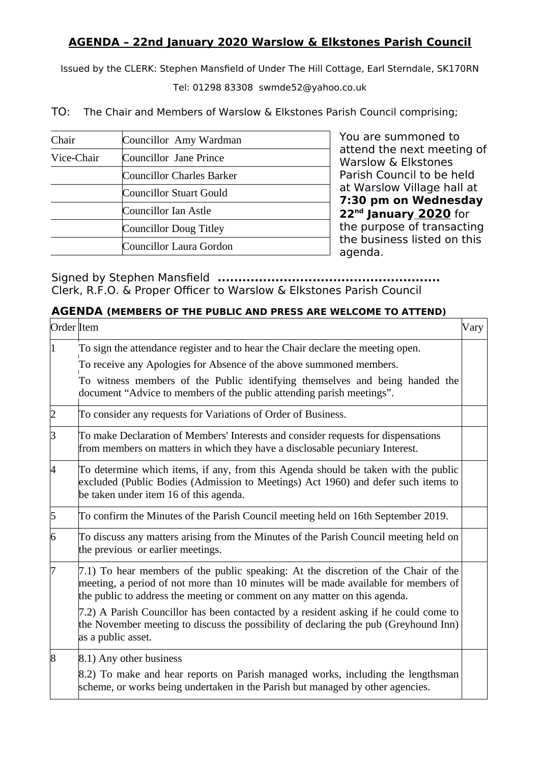# AGENDA – 22nd January 2020 Warslow & Elkstones Parish Council

Issued by the CLERK: Stephen Mansfield of Under The Hill Cottage, Earl Sterndale, SK170RN

Tel: 01298 83308 swmde52@yahoo.co.uk

TO: The Chair and Members of Warslow & Elkstones Parish Council comprising;

| Chair | Councillor Amy Wardman |
|---|---|
| Vice-Chair | Councillor Jane Prince |
| | Councillor Charles Barker |
| | Councillor Stuart Gould |
| | Councillor Ian Astle |
| | Councillor Doug Titley |
| | Councillor Laura Gordon |

You are summoned to attend the next meeting of Warslow & Elkstones Parish Council to be held at Warslow Village hall at **7:30 pm on Wednesday 22nd January 2020** for the purpose of transacting the business listed on this agenda.

Signed by Stephen Mansfield **..................................................**
Clerk, R.F.O. & Proper Officer to Warslow & Elkstones Parish Council

### AGENDA (MEMBERS OF THE PUBLIC AND PRESS ARE WELCOME TO ATTEND)

| Order | Item | Vary |
|---|---|---|
| 1 | To sign the attendance register and to hear the Chair declare the meeting open.<br>To receive any Apologies for Absence of the above summoned members.<br>To witness members of the Public identifying themselves and being handed the document "Advice to members of the public attending parish meetings". | |
| 2 | To consider any requests for Variations of Order of Business. | |
| 3 | To make Declaration of Members' Interests and consider requests for dispensations from members on matters in which they have a disclosable pecuniary Interest. | |
| 4 | To determine which items, if any, from this Agenda should be taken with the public excluded (Public Bodies (Admission to Meetings) Act 1960) and defer such items to be taken under item 16 of this agenda. | |
| 5 | To confirm the Minutes of the Parish Council meeting held on 16th September 2019. | |
| 6 | To discuss any matters arising from the Minutes of the Parish Council meeting held on the previous or earlier meetings. | |
| 7 | 7.1) To hear members of the public speaking: At the discretion of the Chair of the meeting, a period of not more than 10 minutes will be made available for members of the public to address the meeting or comment on any matter on this agenda.<br>7.2) A Parish Councillor has been contacted by a resident asking if he could come to the November meeting to discuss the possibility of declaring the pub (Greyhound Inn) as a public asset. | |
| 8 | 8.1) Any other business<br>8.2) To make and hear reports on Parish managed works, including the lengthsman scheme, or works being undertaken in the Parish but managed by other agencies. | |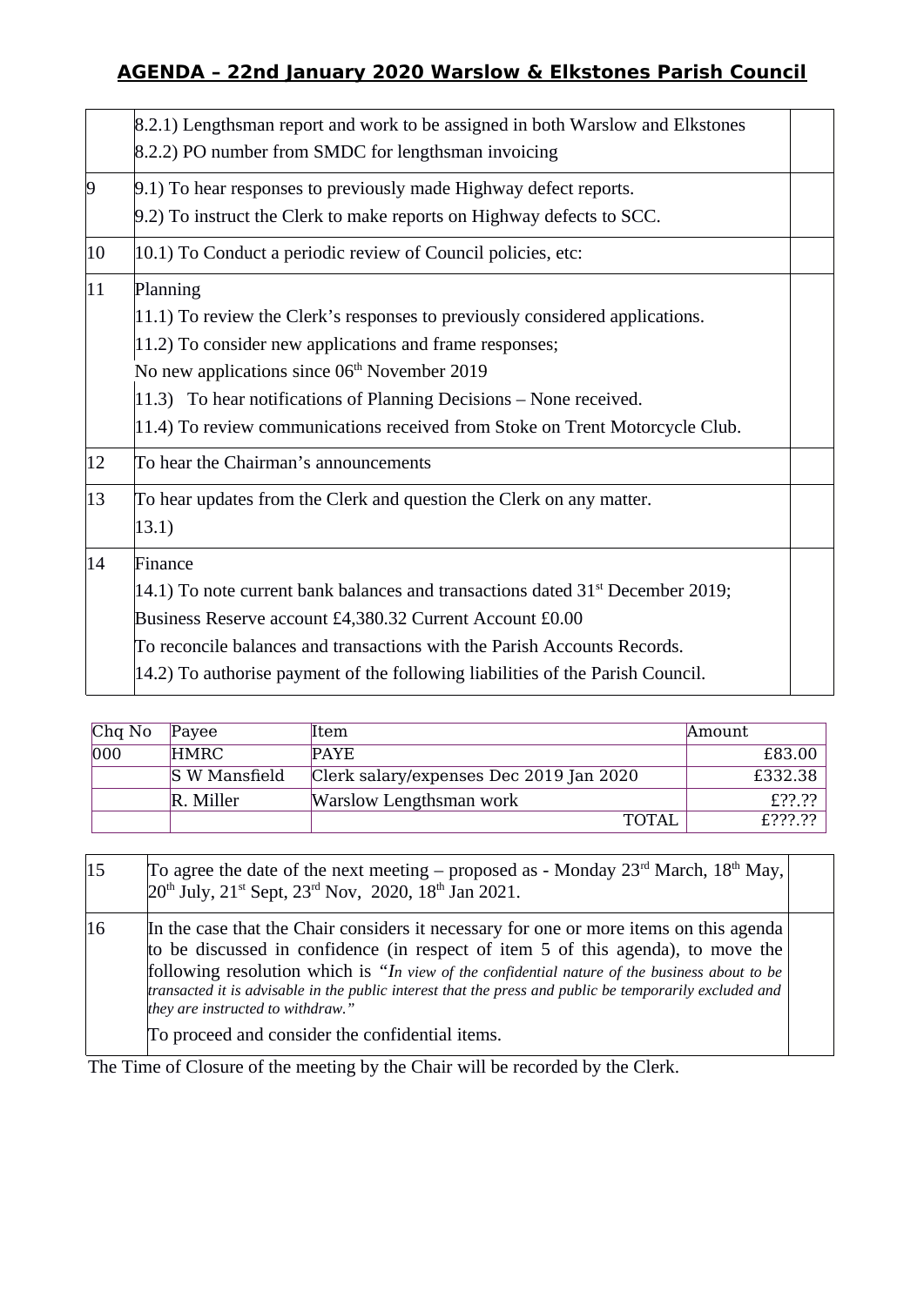## AGENDA – 22nd January 2020 Warslow & Elkstones Parish Council

| | | |
|---|---|---|
| | 8.2.1) Lengthsman report and work to be assigned in both Warslow and Elkstones<br>8.2.2) PO number from SMDC for lengthsman invoicing | |
| 9 | 9.1) To hear responses to previously made Highway defect reports.<br>9.2) To instruct the Clerk to make reports on Highway defects to SCC. | |
| 10 | 10.1) To Conduct a periodic review of Council policies, etc: | |
| 11 | Planning<br>11.1) To review the Clerk's responses to previously considered applications.<br>11.2) To consider new applications and frame responses;<br>No new applications since 06th November 2019<br>11.3) To hear notifications of Planning Decisions – None received.<br>11.4) To review communications received from Stoke on Trent Motorcycle Club. | |
| 12 | To hear the Chairman's announcements | |
| 13 | To hear updates from the Clerk and question the Clerk on any matter.<br>13.1) | |
| 14 | Finance<br>14.1) To note current bank balances and transactions dated 31st December 2019;<br>Business Reserve account £4,380.32 Current Account £0.00<br>To reconcile balances and transactions with the Parish Accounts Records.<br>14.2) To authorise payment of the following liabilities of the Parish Council. | |

| Chq No | Payee | Item | Amount |
|---|---|---|---|
| 000 | HMRC | PAYE | £83.00 |
| | S W Mansfield | Clerk salary/expenses Dec 2019 Jan 2020 | £332.38 |
| | R. Miller | Warslow Lengthsman work | £??.?? |
| | | TOTAL | £???.?? |

| | | |
|---|---|---|
| 15 | To agree the date of the next meeting – proposed as - Monday 23rd March, 18th May, 20th July, 21st Sept, 23rd Nov, 2020, 18th Jan 2021. | |
| 16 | In the case that the Chair considers it necessary for one or more items on this agenda to be discussed in confidence (in respect of item 5 of this agenda), to move the following resolution which is *"In view of the confidential nature of the business about to be transacted it is advisable in the public interest that the press and public be temporarily excluded and they are instructed to withdraw."*<br>To proceed and consider the confidential items. | |

The Time of Closure of the meeting by the Chair will be recorded by the Clerk.